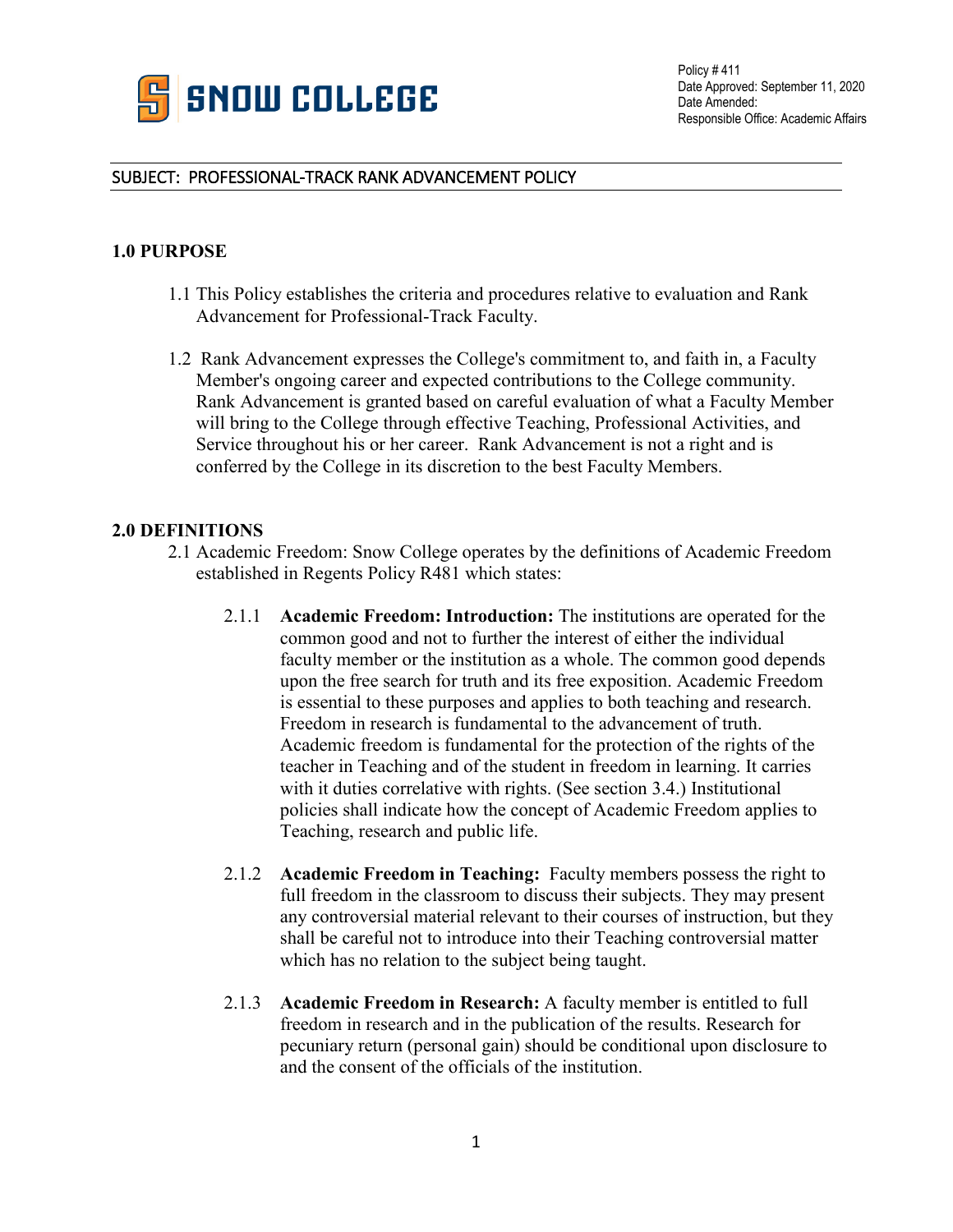SNOW COLLEGE

Policy # 411
Date Approved: September 11, 2020
Date Amended:
Responsible Office: Academic Affairs

SUBJECT: PROFESSIONAL-TRACK RANK ADVANCEMENT POLICY

## 1.0 PURPOSE

1.1 This Policy establishes the criteria and procedures relative to evaluation and Rank Advancement for Professional-Track Faculty.

1.2 Rank Advancement expresses the College's commitment to, and faith in, a Faculty Member's ongoing career and expected contributions to the College community. Rank Advancement is granted based on careful evaluation of what a Faculty Member will bring to the College through effective Teaching, Professional Activities, and Service throughout his or her career. Rank Advancement is not a right and is conferred by the College in its discretion to the best Faculty Members.

## 2.0 DEFINITIONS

2.1 Academic Freedom: Snow College operates by the definitions of Academic Freedom established in Regents Policy R481 which states:

2.1.1 **Academic Freedom: Introduction:** The institutions are operated for the common good and not to further the interest of either the individual faculty member or the institution as a whole. The common good depends upon the free search for truth and its free exposition. Academic Freedom is essential to these purposes and applies to both teaching and research. Freedom in research is fundamental to the advancement of truth. Academic freedom is fundamental for the protection of the rights of the teacher in Teaching and of the student in freedom in learning. It carries with it duties correlative with rights. (See section 3.4.) Institutional policies shall indicate how the concept of Academic Freedom applies to Teaching, research and public life.

2.1.2 **Academic Freedom in Teaching:** Faculty members possess the right to full freedom in the classroom to discuss their subjects. They may present any controversial material relevant to their courses of instruction, but they shall be careful not to introduce into their Teaching controversial matter which has no relation to the subject being taught.

2.1.3 **Academic Freedom in Research:** A faculty member is entitled to full freedom in research and in the publication of the results. Research for pecuniary return (personal gain) should be conditional upon disclosure to and the consent of the officials of the institution.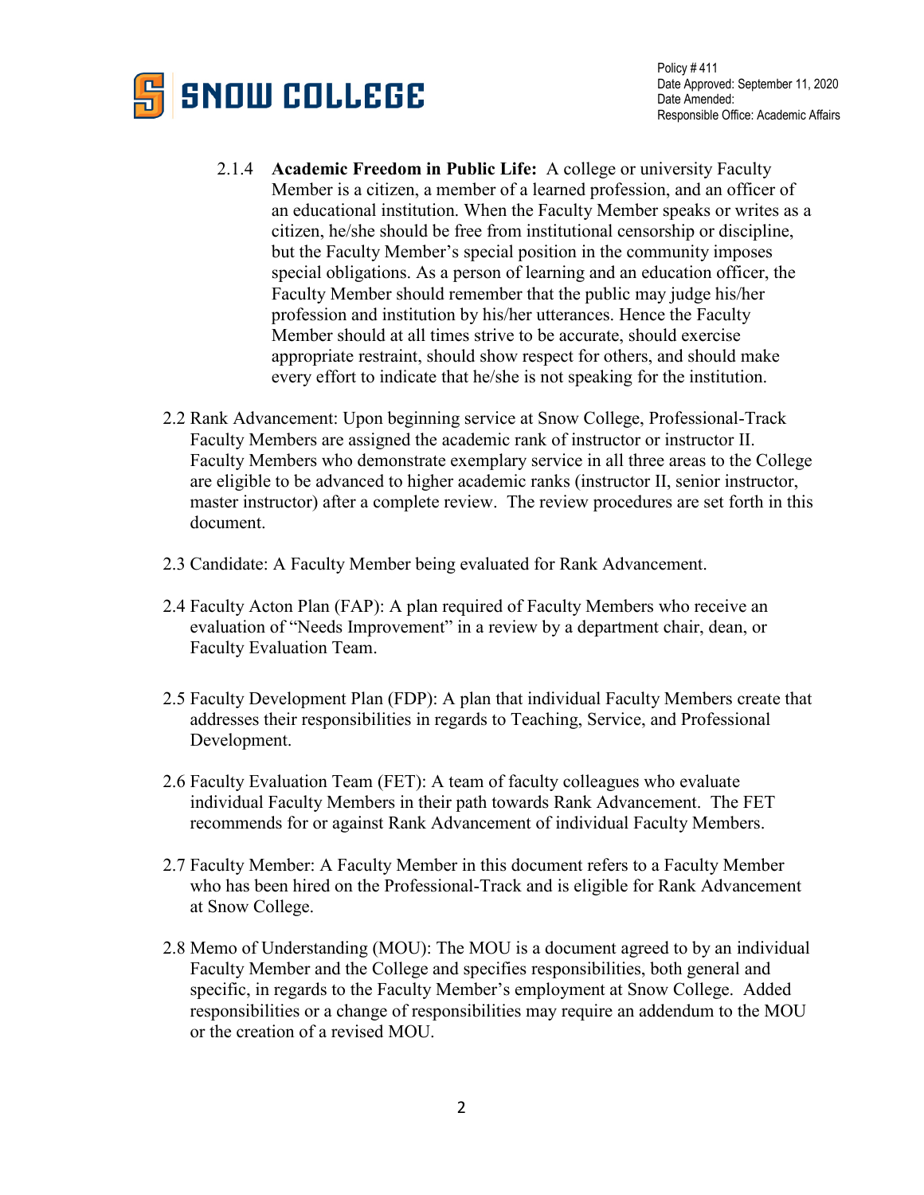2.1.4 **Academic Freedom in Public Life:** A college or university Faculty Member is a citizen, a member of a learned profession, and an officer of an educational institution. When the Faculty Member speaks or writes as a citizen, he/she should be free from institutional censorship or discipline, but the Faculty Member's special position in the community imposes special obligations. As a person of learning and an education officer, the Faculty Member should remember that the public may judge his/her profession and institution by his/her utterances. Hence the Faculty Member should at all times strive to be accurate, should exercise appropriate restraint, should show respect for others, and should make every effort to indicate that he/she is not speaking for the institution.

2.2 Rank Advancement: Upon beginning service at Snow College, Professional-Track Faculty Members are assigned the academic rank of instructor or instructor II. Faculty Members who demonstrate exemplary service in all three areas to the College are eligible to be advanced to higher academic ranks (instructor II, senior instructor, master instructor) after a complete review. The review procedures are set forth in this document.

2.3 Candidate: A Faculty Member being evaluated for Rank Advancement.

2.4 Faculty Acton Plan (FAP): A plan required of Faculty Members who receive an evaluation of "Needs Improvement" in a review by a department chair, dean, or Faculty Evaluation Team.

2.5 Faculty Development Plan (FDP): A plan that individual Faculty Members create that addresses their responsibilities in regards to Teaching, Service, and Professional Development.

2.6 Faculty Evaluation Team (FET): A team of faculty colleagues who evaluate individual Faculty Members in their path towards Rank Advancement. The FET recommends for or against Rank Advancement of individual Faculty Members.

2.7 Faculty Member: A Faculty Member in this document refers to a Faculty Member who has been hired on the Professional-Track and is eligible for Rank Advancement at Snow College.

2.8 Memo of Understanding (MOU): The MOU is a document agreed to by an individual Faculty Member and the College and specifies responsibilities, both general and specific, in regards to the Faculty Member's employment at Snow College. Added responsibilities or a change of responsibilities may require an addendum to the MOU or the creation of a revised MOU.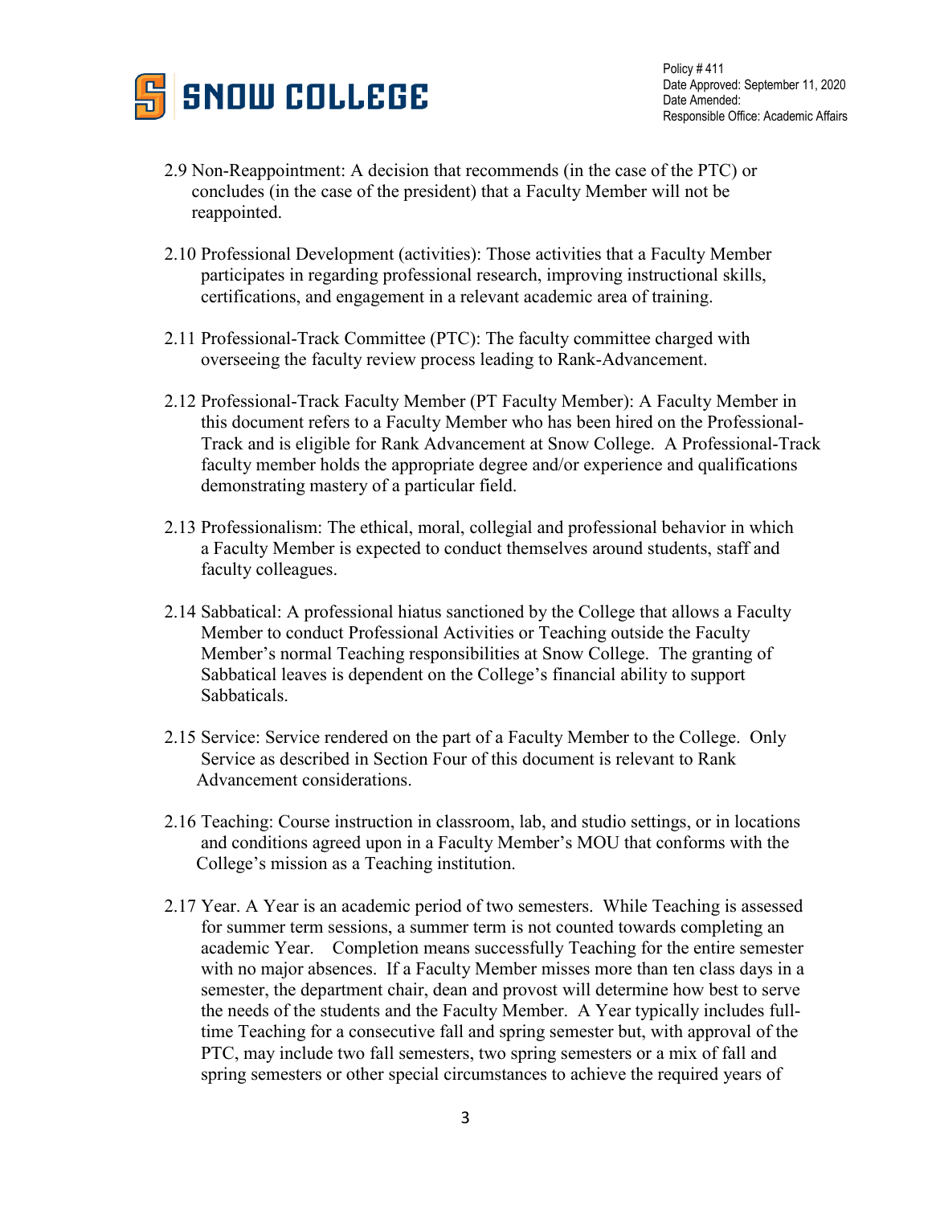2.9 Non-Reappointment: A decision that recommends (in the case of the PTC) or concludes (in the case of the president) that a Faculty Member will not be reappointed.

2.10 Professional Development (activities): Those activities that a Faculty Member participates in regarding professional research, improving instructional skills, certifications, and engagement in a relevant academic area of training.

2.11 Professional-Track Committee (PTC): The faculty committee charged with overseeing the faculty review process leading to Rank-Advancement.

2.12 Professional-Track Faculty Member (PT Faculty Member): A Faculty Member in this document refers to a Faculty Member who has been hired on the Professional-Track and is eligible for Rank Advancement at Snow College. A Professional-Track faculty member holds the appropriate degree and/or experience and qualifications demonstrating mastery of a particular field.

2.13 Professionalism: The ethical, moral, collegial and professional behavior in which a Faculty Member is expected to conduct themselves around students, staff and faculty colleagues.

2.14 Sabbatical: A professional hiatus sanctioned by the College that allows a Faculty Member to conduct Professional Activities or Teaching outside the Faculty Member's normal Teaching responsibilities at Snow College. The granting of Sabbatical leaves is dependent on the College's financial ability to support Sabbaticals.

2.15 Service: Service rendered on the part of a Faculty Member to the College. Only Service as described in Section Four of this document is relevant to Rank Advancement considerations.

2.16 Teaching: Course instruction in classroom, lab, and studio settings, or in locations and conditions agreed upon in a Faculty Member's MOU that conforms with the College's mission as a Teaching institution.

2.17 Year. A Year is an academic period of two semesters. While Teaching is assessed for summer term sessions, a summer term is not counted towards completing an academic Year. Completion means successfully Teaching for the entire semester with no major absences. If a Faculty Member misses more than ten class days in a semester, the department chair, dean and provost will determine how best to serve the needs of the students and the Faculty Member. A Year typically includes full-time Teaching for a consecutive fall and spring semester but, with approval of the PTC, may include two fall semesters, two spring semesters or a mix of fall and spring semesters or other special circumstances to achieve the required years of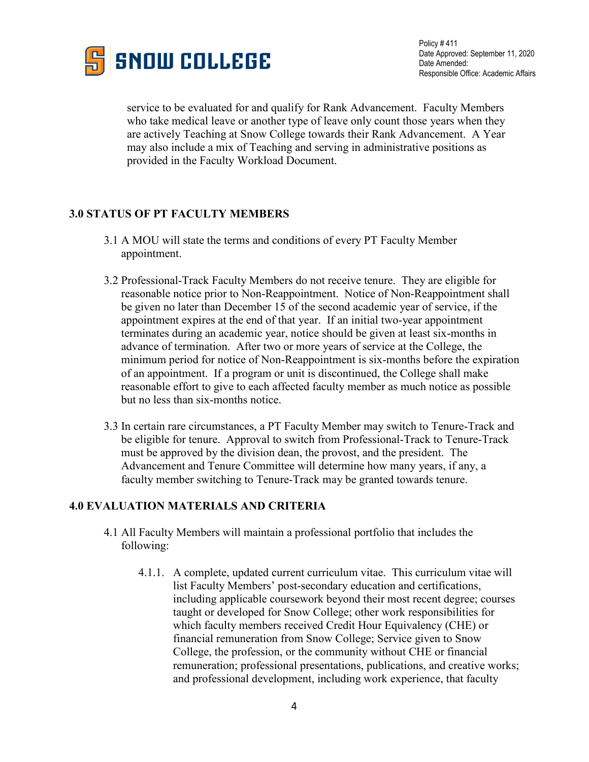service to be evaluated for and qualify for Rank Advancement. Faculty Members who take medical leave or another type of leave only count those years when they are actively Teaching at Snow College towards their Rank Advancement. A Year may also include a mix of Teaching and serving in administrative positions as provided in the Faculty Workload Document.

## 3.0 STATUS OF PT FACULTY MEMBERS

3.1 A MOU will state the terms and conditions of every PT Faculty Member appointment.

3.2 Professional-Track Faculty Members do not receive tenure. They are eligible for reasonable notice prior to Non-Reappointment. Notice of Non-Reappointment shall be given no later than December 15 of the second academic year of service, if the appointment expires at the end of that year. If an initial two-year appointment terminates during an academic year, notice should be given at least six-months in advance of termination. After two or more years of service at the College, the minimum period for notice of Non-Reappointment is six-months before the expiration of an appointment. If a program or unit is discontinued, the College shall make reasonable effort to give to each affected faculty member as much notice as possible but no less than six-months notice.

3.3 In certain rare circumstances, a PT Faculty Member may switch to Tenure-Track and be eligible for tenure. Approval to switch from Professional-Track to Tenure-Track must be approved by the division dean, the provost, and the president. The Advancement and Tenure Committee will determine how many years, if any, a faculty member switching to Tenure-Track may be granted towards tenure.

## 4.0 EVALUATION MATERIALS AND CRITERIA

4.1 All Faculty Members will maintain a professional portfolio that includes the following:

4.1.1. A complete, updated current curriculum vitae. This curriculum vitae will list Faculty Members' post-secondary education and certifications, including applicable coursework beyond their most recent degree; courses taught or developed for Snow College; other work responsibilities for which faculty members received Credit Hour Equivalency (CHE) or financial remuneration from Snow College; Service given to Snow College, the profession, or the community without CHE or financial remuneration; professional presentations, publications, and creative works; and professional development, including work experience, that faculty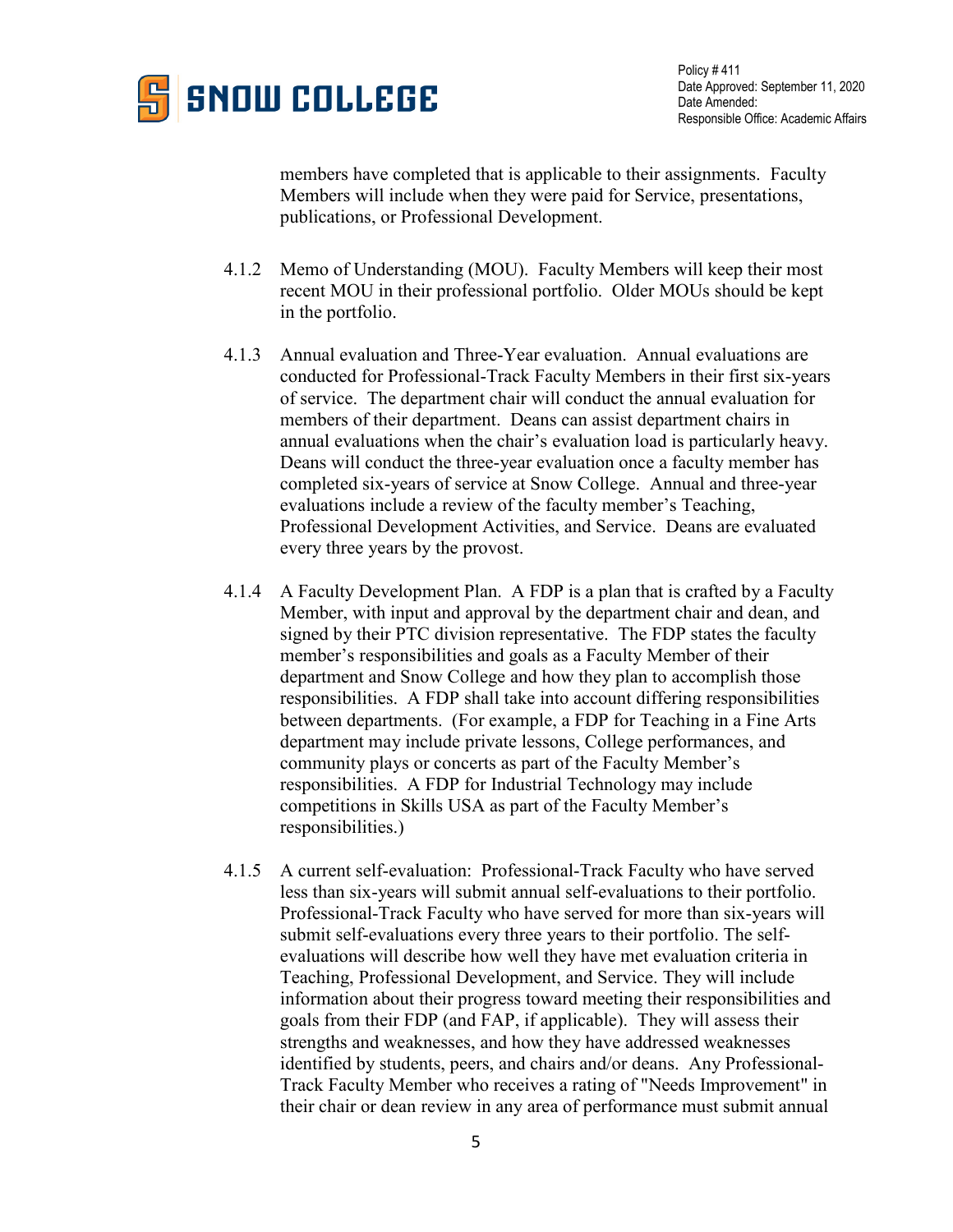members have completed that is applicable to their assignments. Faculty Members will include when they were paid for Service, presentations, publications, or Professional Development.

4.1.2 Memo of Understanding (MOU). Faculty Members will keep their most recent MOU in their professional portfolio. Older MOUs should be kept in the portfolio.

4.1.3 Annual evaluation and Three-Year evaluation. Annual evaluations are conducted for Professional-Track Faculty Members in their first six-years of service. The department chair will conduct the annual evaluation for members of their department. Deans can assist department chairs in annual evaluations when the chair's evaluation load is particularly heavy. Deans will conduct the three-year evaluation once a faculty member has completed six-years of service at Snow College. Annual and three-year evaluations include a review of the faculty member's Teaching, Professional Development Activities, and Service. Deans are evaluated every three years by the provost.

4.1.4 A Faculty Development Plan. A FDP is a plan that is crafted by a Faculty Member, with input and approval by the department chair and dean, and signed by their PTC division representative. The FDP states the faculty member's responsibilities and goals as a Faculty Member of their department and Snow College and how they plan to accomplish those responsibilities. A FDP shall take into account differing responsibilities between departments. (For example, a FDP for Teaching in a Fine Arts department may include private lessons, College performances, and community plays or concerts as part of the Faculty Member's responsibilities. A FDP for Industrial Technology may include competitions in Skills USA as part of the Faculty Member's responsibilities.)

4.1.5 A current self-evaluation: Professional-Track Faculty who have served less than six-years will submit annual self-evaluations to their portfolio. Professional-Track Faculty who have served for more than six-years will submit self-evaluations every three years to their portfolio. The self-evaluations will describe how well they have met evaluation criteria in Teaching, Professional Development, and Service. They will include information about their progress toward meeting their responsibilities and goals from their FDP (and FAP, if applicable). They will assess their strengths and weaknesses, and how they have addressed weaknesses identified by students, peers, and chairs and/or deans. Any Professional-Track Faculty Member who receives a rating of "Needs Improvement" in their chair or dean review in any area of performance must submit annual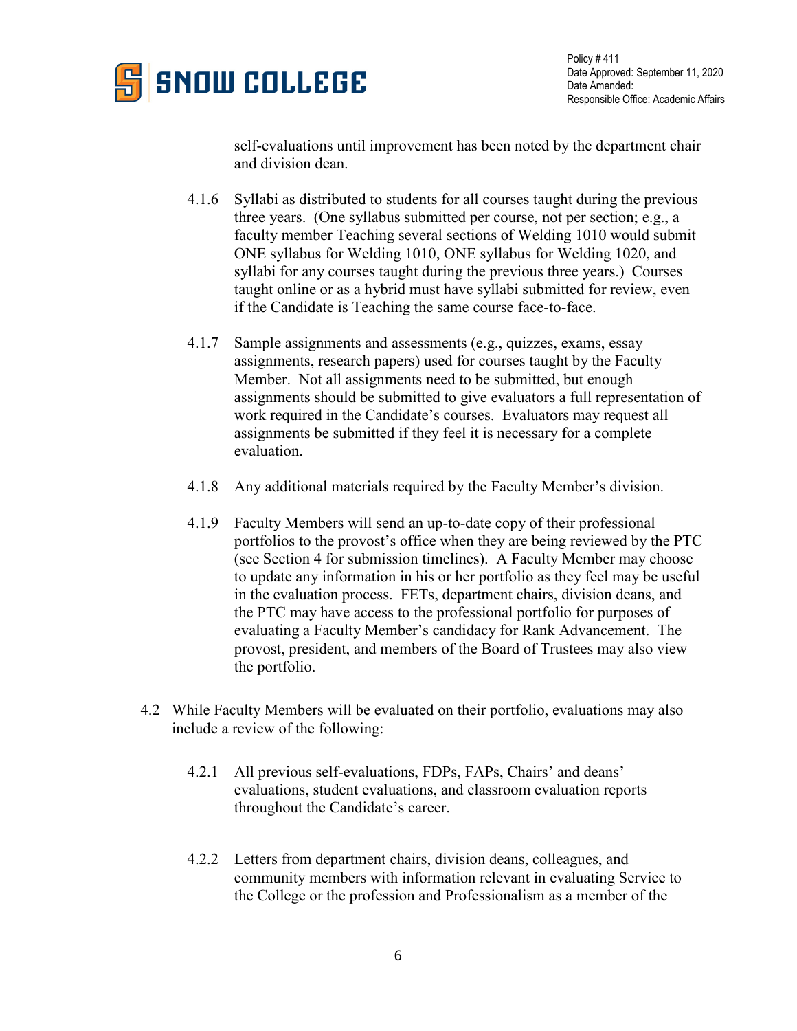self-evaluations until improvement has been noted by the department chair and division dean.

4.1.6 Syllabi as distributed to students for all courses taught during the previous three years. (One syllabus submitted per course, not per section; e.g., a faculty member Teaching several sections of Welding 1010 would submit ONE syllabus for Welding 1010, ONE syllabus for Welding 1020, and syllabi for any courses taught during the previous three years.) Courses taught online or as a hybrid must have syllabi submitted for review, even if the Candidate is Teaching the same course face-to-face.

4.1.7 Sample assignments and assessments (e.g., quizzes, exams, essay assignments, research papers) used for courses taught by the Faculty Member. Not all assignments need to be submitted, but enough assignments should be submitted to give evaluators a full representation of work required in the Candidate's courses. Evaluators may request all assignments be submitted if they feel it is necessary for a complete evaluation.

4.1.8 Any additional materials required by the Faculty Member's division.

4.1.9 Faculty Members will send an up-to-date copy of their professional portfolios to the provost's office when they are being reviewed by the PTC (see Section 4 for submission timelines). A Faculty Member may choose to update any information in his or her portfolio as they feel may be useful in the evaluation process. FETs, department chairs, division deans, and the PTC may have access to the professional portfolio for purposes of evaluating a Faculty Member's candidacy for Rank Advancement. The provost, president, and members of the Board of Trustees may also view the portfolio.

4.2 While Faculty Members will be evaluated on their portfolio, evaluations may also include a review of the following:

4.2.1 All previous self-evaluations, FDPs, FAPs, Chairs' and deans' evaluations, student evaluations, and classroom evaluation reports throughout the Candidate's career.

4.2.2 Letters from department chairs, division deans, colleagues, and community members with information relevant in evaluating Service to the College or the profession and Professionalism as a member of the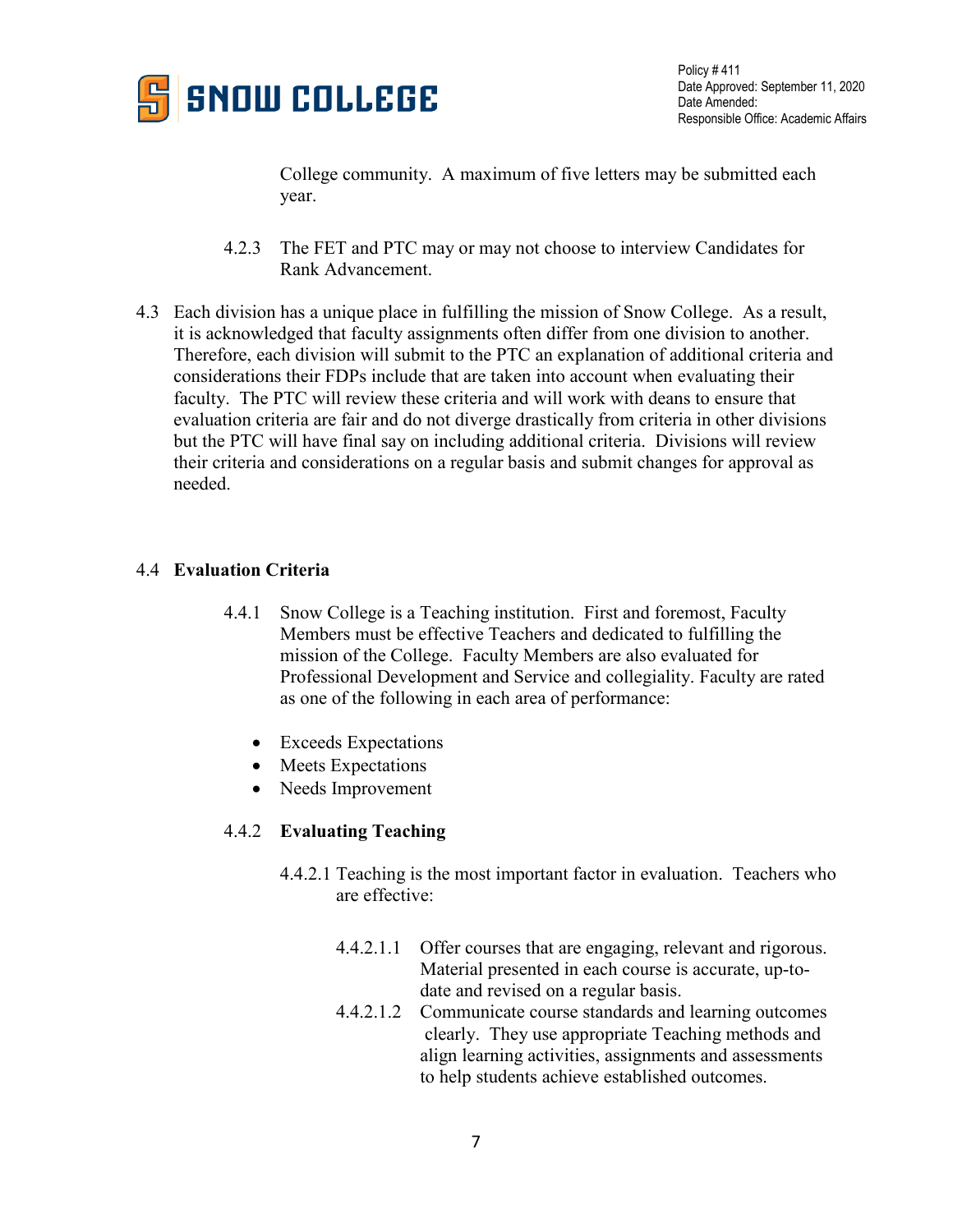College community. A maximum of five letters may be submitted each year.

4.2.3 The FET and PTC may or may not choose to interview Candidates for Rank Advancement.

4.3 Each division has a unique place in fulfilling the mission of Snow College. As a result, it is acknowledged that faculty assignments often differ from one division to another. Therefore, each division will submit to the PTC an explanation of additional criteria and considerations their FDPs include that are taken into account when evaluating their faculty. The PTC will review these criteria and will work with deans to ensure that evaluation criteria are fair and do not diverge drastically from criteria in other divisions but the PTC will have final say on including additional criteria. Divisions will review their criteria and considerations on a regular basis and submit changes for approval as needed.

## 4.4 Evaluation Criteria

4.4.1 Snow College is a Teaching institution. First and foremost, Faculty Members must be effective Teachers and dedicated to fulfilling the mission of the College. Faculty Members are also evaluated for Professional Development and Service and collegiality. Faculty are rated as one of the following in each area of performance:

- Exceeds Expectations
- Meets Expectations
- Needs Improvement

### 4.4.2 Evaluating Teaching

4.4.2.1 Teaching is the most important factor in evaluation. Teachers who are effective:

4.4.2.1.1 Offer courses that are engaging, relevant and rigorous. Material presented in each course is accurate, up-to-date and revised on a regular basis.

4.4.2.1.2 Communicate course standards and learning outcomes clearly. They use appropriate Teaching methods and align learning activities, assignments and assessments to help students achieve established outcomes.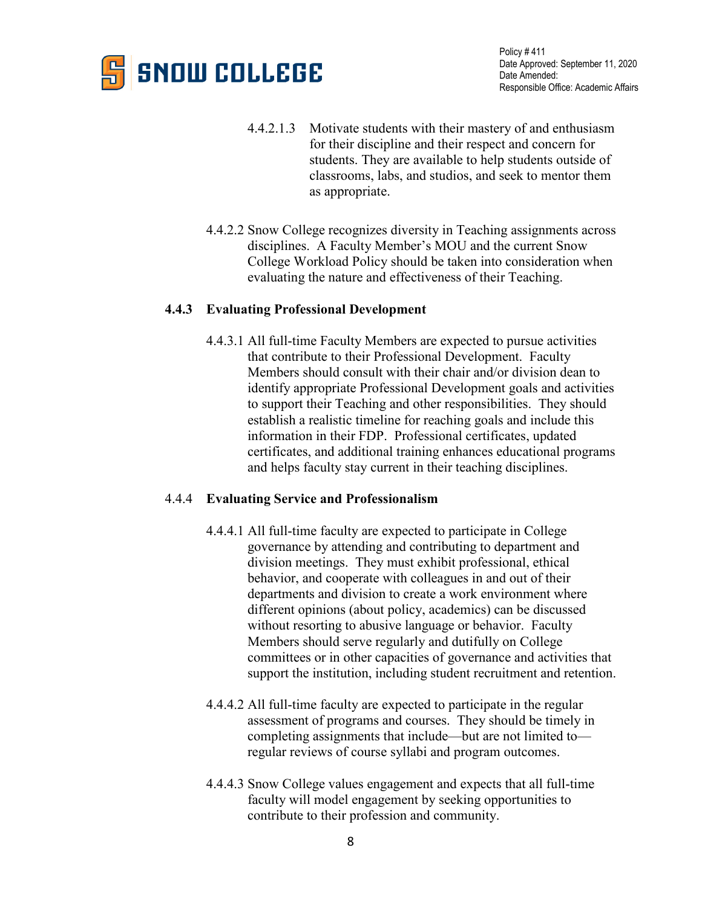4.4.2.1.3 Motivate students with their mastery of and enthusiasm for their discipline and their respect and concern for students. They are available to help students outside of classrooms, labs, and studios, and seek to mentor them as appropriate.

4.4.2.2 Snow College recognizes diversity in Teaching assignments across disciplines. A Faculty Member's MOU and the current Snow College Workload Policy should be taken into consideration when evaluating the nature and effectiveness of their Teaching.

### 4.4.3 Evaluating Professional Development

4.4.3.1 All full-time Faculty Members are expected to pursue activities that contribute to their Professional Development. Faculty Members should consult with their chair and/or division dean to identify appropriate Professional Development goals and activities to support their Teaching and other responsibilities. They should establish a realistic timeline for reaching goals and include this information in their FDP. Professional certificates, updated certificates, and additional training enhances educational programs and helps faculty stay current in their teaching disciplines.

### 4.4.4 Evaluating Service and Professionalism

4.4.4.1 All full-time faculty are expected to participate in College governance by attending and contributing to department and division meetings. They must exhibit professional, ethical behavior, and cooperate with colleagues in and out of their departments and division to create a work environment where different opinions (about policy, academics) can be discussed without resorting to abusive language or behavior. Faculty Members should serve regularly and dutifully on College committees or in other capacities of governance and activities that support the institution, including student recruitment and retention.

4.4.4.2 All full-time faculty are expected to participate in the regular assessment of programs and courses. They should be timely in completing assignments that include—but are not limited to—regular reviews of course syllabi and program outcomes.

4.4.4.3 Snow College values engagement and expects that all full-time faculty will model engagement by seeking opportunities to contribute to their profession and community.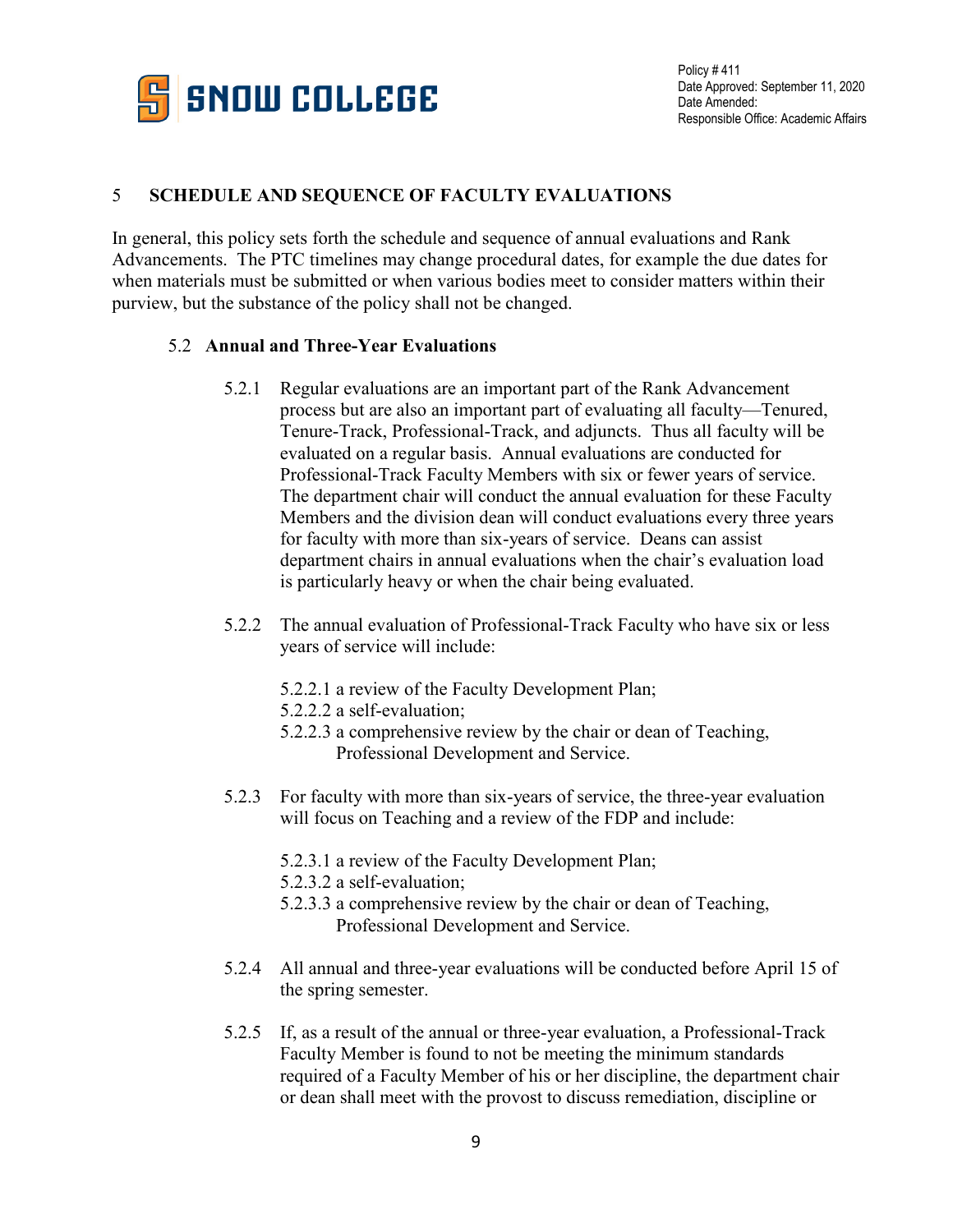## 5 SCHEDULE AND SEQUENCE OF FACULTY EVALUATIONS

In general, this policy sets forth the schedule and sequence of annual evaluations and Rank Advancements. The PTC timelines may change procedural dates, for example the due dates for when materials must be submitted or when various bodies meet to consider matters within their purview, but the substance of the policy shall not be changed.

### 5.2 Annual and Three-Year Evaluations

5.2.1 Regular evaluations are an important part of the Rank Advancement process but are also an important part of evaluating all faculty—Tenured, Tenure-Track, Professional-Track, and adjuncts. Thus all faculty will be evaluated on a regular basis. Annual evaluations are conducted for Professional-Track Faculty Members with six or fewer years of service. The department chair will conduct the annual evaluation for these Faculty Members and the division dean will conduct evaluations every three years for faculty with more than six-years of service. Deans can assist department chairs in annual evaluations when the chair's evaluation load is particularly heavy or when the chair being evaluated.

5.2.2 The annual evaluation of Professional-Track Faculty who have six or less years of service will include:

- 5.2.2.1 a review of the Faculty Development Plan;
- 5.2.2.2 a self-evaluation;
- 5.2.2.3 a comprehensive review by the chair or dean of Teaching, Professional Development and Service.

5.2.3 For faculty with more than six-years of service, the three-year evaluation will focus on Teaching and a review of the FDP and include:

- 5.2.3.1 a review of the Faculty Development Plan;
- 5.2.3.2 a self-evaluation;
- 5.2.3.3 a comprehensive review by the chair or dean of Teaching, Professional Development and Service.

5.2.4 All annual and three-year evaluations will be conducted before April 15 of the spring semester.

5.2.5 If, as a result of the annual or three-year evaluation, a Professional-Track Faculty Member is found to not be meeting the minimum standards required of a Faculty Member of his or her discipline, the department chair or dean shall meet with the provost to discuss remediation, discipline or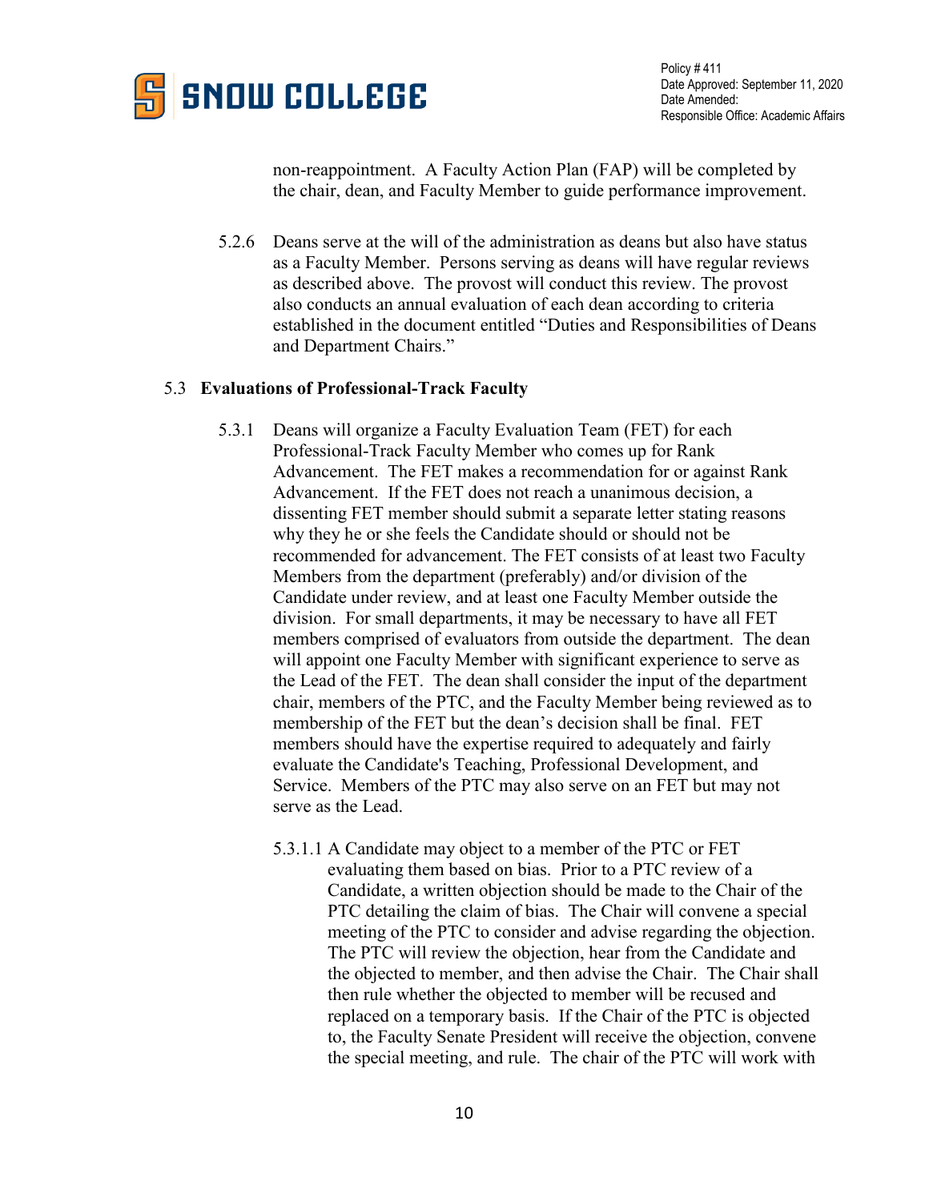non-reappointment. A Faculty Action Plan (FAP) will be completed by the chair, dean, and Faculty Member to guide performance improvement.

5.2.6 Deans serve at the will of the administration as deans but also have status as a Faculty Member. Persons serving as deans will have regular reviews as described above. The provost will conduct this review. The provost also conducts an annual evaluation of each dean according to criteria established in the document entitled "Duties and Responsibilities of Deans and Department Chairs."

5.3 **Evaluations of Professional-Track Faculty**

5.3.1 Deans will organize a Faculty Evaluation Team (FET) for each Professional-Track Faculty Member who comes up for Rank Advancement. The FET makes a recommendation for or against Rank Advancement. If the FET does not reach a unanimous decision, a dissenting FET member should submit a separate letter stating reasons why they he or she feels the Candidate should or should not be recommended for advancement. The FET consists of at least two Faculty Members from the department (preferably) and/or division of the Candidate under review, and at least one Faculty Member outside the division. For small departments, it may be necessary to have all FET members comprised of evaluators from outside the department. The dean will appoint one Faculty Member with significant experience to serve as the Lead of the FET. The dean shall consider the input of the department chair, members of the PTC, and the Faculty Member being reviewed as to membership of the FET but the dean's decision shall be final. FET members should have the expertise required to adequately and fairly evaluate the Candidate's Teaching, Professional Development, and Service. Members of the PTC may also serve on an FET but may not serve as the Lead.

5.3.1.1 A Candidate may object to a member of the PTC or FET evaluating them based on bias. Prior to a PTC review of a Candidate, a written objection should be made to the Chair of the PTC detailing the claim of bias. The Chair will convene a special meeting of the PTC to consider and advise regarding the objection. The PTC will review the objection, hear from the Candidate and the objected to member, and then advise the Chair. The Chair shall then rule whether the objected to member will be recused and replaced on a temporary basis. If the Chair of the PTC is objected to, the Faculty Senate President will receive the objection, convene the special meeting, and rule. The chair of the PTC will work with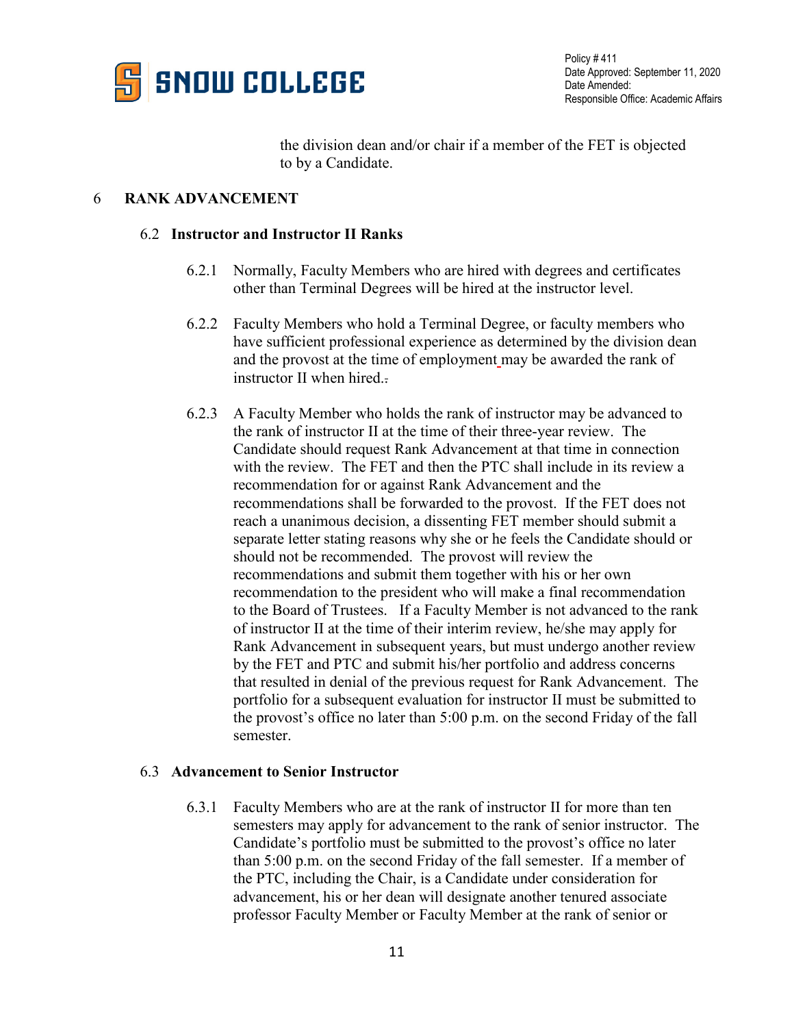the division dean and/or chair if a member of the FET is objected to by a Candidate.

# 6 RANK ADVANCEMENT

## 6.2 Instructor and Instructor II Ranks

6.2.1 Normally, Faculty Members who are hired with degrees and certificates other than Terminal Degrees will be hired at the instructor level.

6.2.2 Faculty Members who hold a Terminal Degree, or faculty members who have sufficient professional experience as determined by the division dean and the provost at the time of employment may be awarded the rank of instructor II when hired.

6.2.3 A Faculty Member who holds the rank of instructor may be advanced to the rank of instructor II at the time of their three-year review. The Candidate should request Rank Advancement at that time in connection with the review. The FET and then the PTC shall include in its review a recommendation for or against Rank Advancement and the recommendations shall be forwarded to the provost. If the FET does not reach a unanimous decision, a dissenting FET member should submit a separate letter stating reasons why she or he feels the Candidate should or should not be recommended. The provost will review the recommendations and submit them together with his or her own recommendation to the president who will make a final recommendation to the Board of Trustees. If a Faculty Member is not advanced to the rank of instructor II at the time of their interim review, he/she may apply for Rank Advancement in subsequent years, but must undergo another review by the FET and PTC and submit his/her portfolio and address concerns that resulted in denial of the previous request for Rank Advancement. The portfolio for a subsequent evaluation for instructor II must be submitted to the provost's office no later than 5:00 p.m. on the second Friday of the fall semester.

## 6.3 Advancement to Senior Instructor

6.3.1 Faculty Members who are at the rank of instructor II for more than ten semesters may apply for advancement to the rank of senior instructor. The Candidate's portfolio must be submitted to the provost's office no later than 5:00 p.m. on the second Friday of the fall semester. If a member of the PTC, including the Chair, is a Candidate under consideration for advancement, his or her dean will designate another tenured associate professor Faculty Member or Faculty Member at the rank of senior or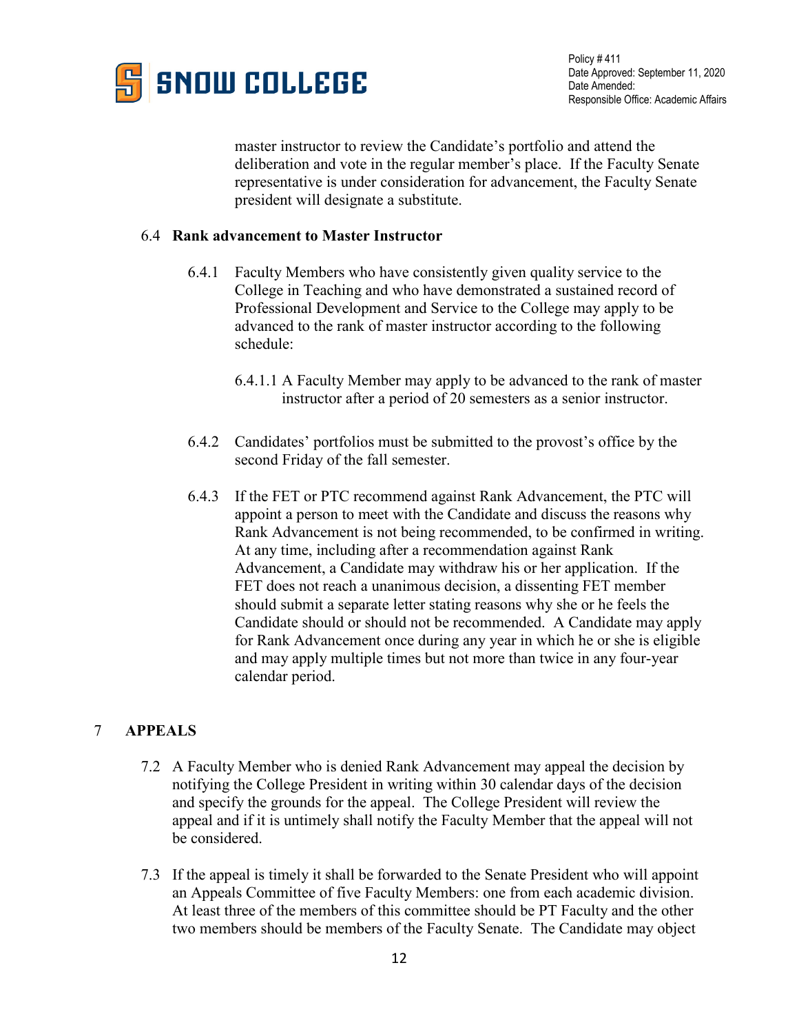master instructor to review the Candidate's portfolio and attend the deliberation and vote in the regular member's place. If the Faculty Senate representative is under consideration for advancement, the Faculty Senate president will designate a substitute.

### 6.4 Rank advancement to Master Instructor

6.4.1 Faculty Members who have consistently given quality service to the College in Teaching and who have demonstrated a sustained record of Professional Development and Service to the College may apply to be advanced to the rank of master instructor according to the following schedule:

6.4.1.1 A Faculty Member may apply to be advanced to the rank of master instructor after a period of 20 semesters as a senior instructor.

6.4.2 Candidates' portfolios must be submitted to the provost's office by the second Friday of the fall semester.

6.4.3 If the FET or PTC recommend against Rank Advancement, the PTC will appoint a person to meet with the Candidate and discuss the reasons why Rank Advancement is not being recommended, to be confirmed in writing. At any time, including after a recommendation against Rank Advancement, a Candidate may withdraw his or her application. If the FET does not reach a unanimous decision, a dissenting FET member should submit a separate letter stating reasons why she or he feels the Candidate should or should not be recommended. A Candidate may apply for Rank Advancement once during any year in which he or she is eligible and may apply multiple times but not more than twice in any four-year calendar period.

## 7 APPEALS

7.2 A Faculty Member who is denied Rank Advancement may appeal the decision by notifying the College President in writing within 30 calendar days of the decision and specify the grounds for the appeal. The College President will review the appeal and if it is untimely shall notify the Faculty Member that the appeal will not be considered.

7.3 If the appeal is timely it shall be forwarded to the Senate President who will appoint an Appeals Committee of five Faculty Members: one from each academic division. At least three of the members of this committee should be PT Faculty and the other two members should be members of the Faculty Senate. The Candidate may object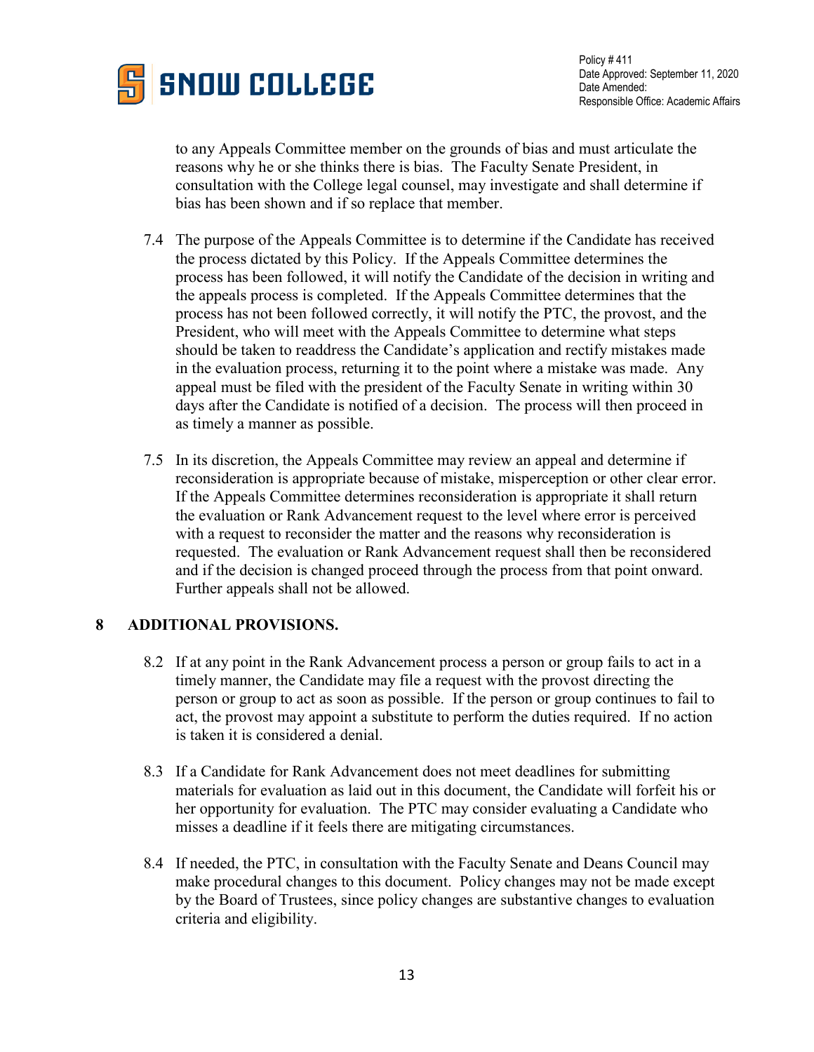to any Appeals Committee member on the grounds of bias and must articulate the reasons why he or she thinks there is bias. The Faculty Senate President, in consultation with the College legal counsel, may investigate and shall determine if bias has been shown and if so replace that member.

7.4 The purpose of the Appeals Committee is to determine if the Candidate has received the process dictated by this Policy. If the Appeals Committee determines the process has been followed, it will notify the Candidate of the decision in writing and the appeals process is completed. If the Appeals Committee determines that the process has not been followed correctly, it will notify the PTC, the provost, and the President, who will meet with the Appeals Committee to determine what steps should be taken to readdress the Candidate's application and rectify mistakes made in the evaluation process, returning it to the point where a mistake was made. Any appeal must be filed with the president of the Faculty Senate in writing within 30 days after the Candidate is notified of a decision. The process will then proceed in as timely a manner as possible.

7.5 In its discretion, the Appeals Committee may review an appeal and determine if reconsideration is appropriate because of mistake, misperception or other clear error. If the Appeals Committee determines reconsideration is appropriate it shall return the evaluation or Rank Advancement request to the level where error is perceived with a request to reconsider the matter and the reasons why reconsideration is requested. The evaluation or Rank Advancement request shall then be reconsidered and if the decision is changed proceed through the process from that point onward. Further appeals shall not be allowed.

## 8 ADDITIONAL PROVISIONS.

8.2 If at any point in the Rank Advancement process a person or group fails to act in a timely manner, the Candidate may file a request with the provost directing the person or group to act as soon as possible. If the person or group continues to fail to act, the provost may appoint a substitute to perform the duties required. If no action is taken it is considered a denial.

8.3 If a Candidate for Rank Advancement does not meet deadlines for submitting materials for evaluation as laid out in this document, the Candidate will forfeit his or her opportunity for evaluation. The PTC may consider evaluating a Candidate who misses a deadline if it feels there are mitigating circumstances.

8.4 If needed, the PTC, in consultation with the Faculty Senate and Deans Council may make procedural changes to this document. Policy changes may not be made except by the Board of Trustees, since policy changes are substantive changes to evaluation criteria and eligibility.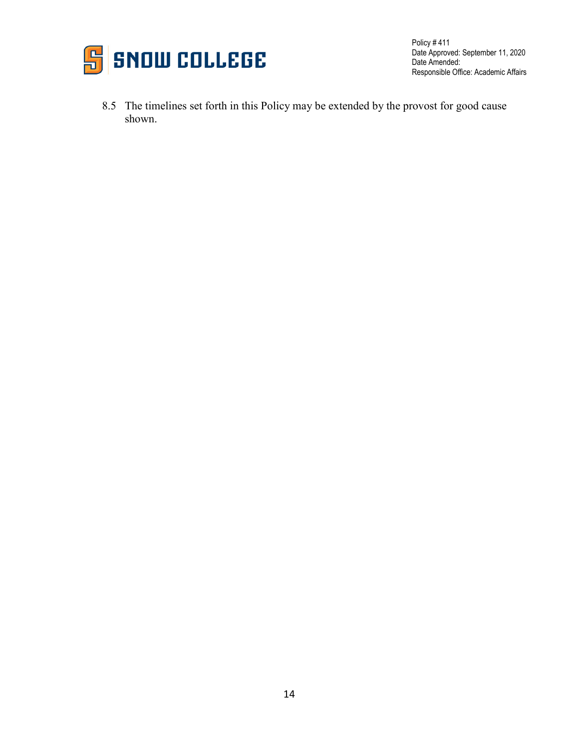8.5 The timelines set forth in this Policy may be extended by the provost for good cause shown.